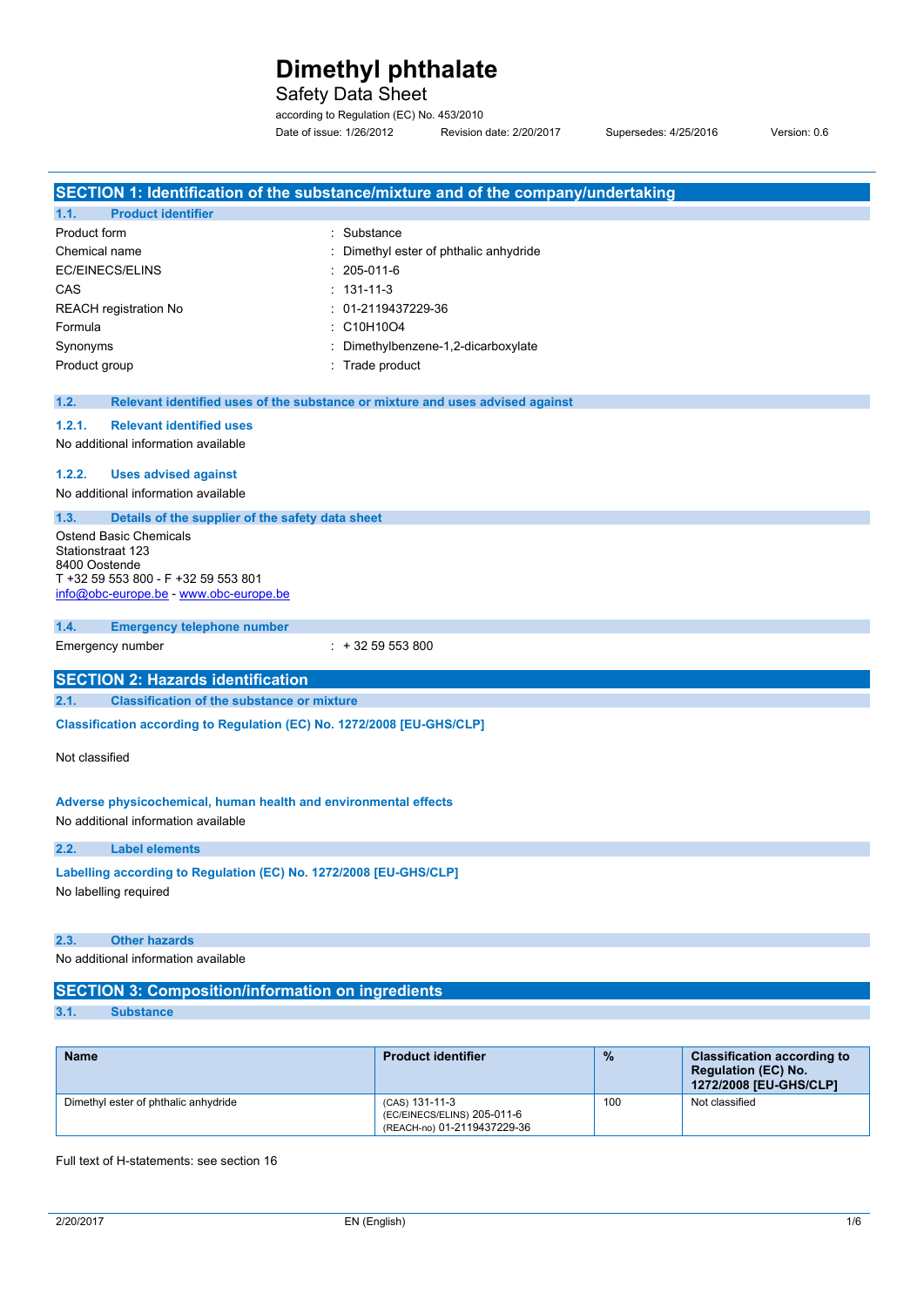# Dimethyl phthalate

Safety Data Sheet

according to Regulation (EC) No. 453/2010

Date of issue: 1/26/2012 Revision date: 2/20/2017 Supersedes: 4/25/2016 Version: 0.6

## SECTION 1: Identification of the substance/mixture and of the company/undertaking

### 1.1. Product identifier

| | |
|---|---|
| Product form | : Substance |
| Chemical name | : Dimethyl ester of phthalic anhydride |
| EC/EINECS/ELINS | : 205-011-6 |
| CAS | : 131-11-3 |
| REACH registration No | : 01-2119437229-36 |
| Formula | : $C_{10}H_{10}O_4$ |
| Synonyms | : Dimethylbenzene-1,2-dicarboxylate |
| Product group | : Trade product |

### 1.2. Relevant identified uses of the substance or mixture and uses advised against

#### 1.2.1. Relevant identified uses

No additional information available

#### 1.2.2. Uses advised against

No additional information available

### 1.3. Details of the supplier of the safety data sheet

Ostend Basic Chemicals
Stationstraat 123
8400 Oostende
T +32 59 553 800 - F +32 59 553 801
info@obc-europe.be - www.obc-europe.be

### 1.4. Emergency telephone number

Emergency number : + 32 59 553 800

## SECTION 2: Hazards identification

### 2.1. Classification of the substance or mixture

**Classification according to Regulation (EC) No. 1272/2008 [EU-GHS/CLP]**

Not classified

**Adverse physicochemical, human health and environmental effects**

No additional information available

### 2.2. Label elements

**Labelling according to Regulation (EC) No. 1272/2008 [EU-GHS/CLP]**

No labelling required

### 2.3. Other hazards

No additional information available

## SECTION 3: Composition/information on ingredients

### 3.1. Substance

| Name | Product identifier | % | Classification according to Regulation (EC) No. 1272/2008 [EU-GHS/CLP] |
|---|---|---|---|
| Dimethyl ester of phthalic anhydride | (CAS) 131-11-3<br>(EC/EINECS/ELINS) 205-011-6<br>(REACH-no) 01-2119437229-36 | 100 | Not classified |

Full text of H-statements: see section 16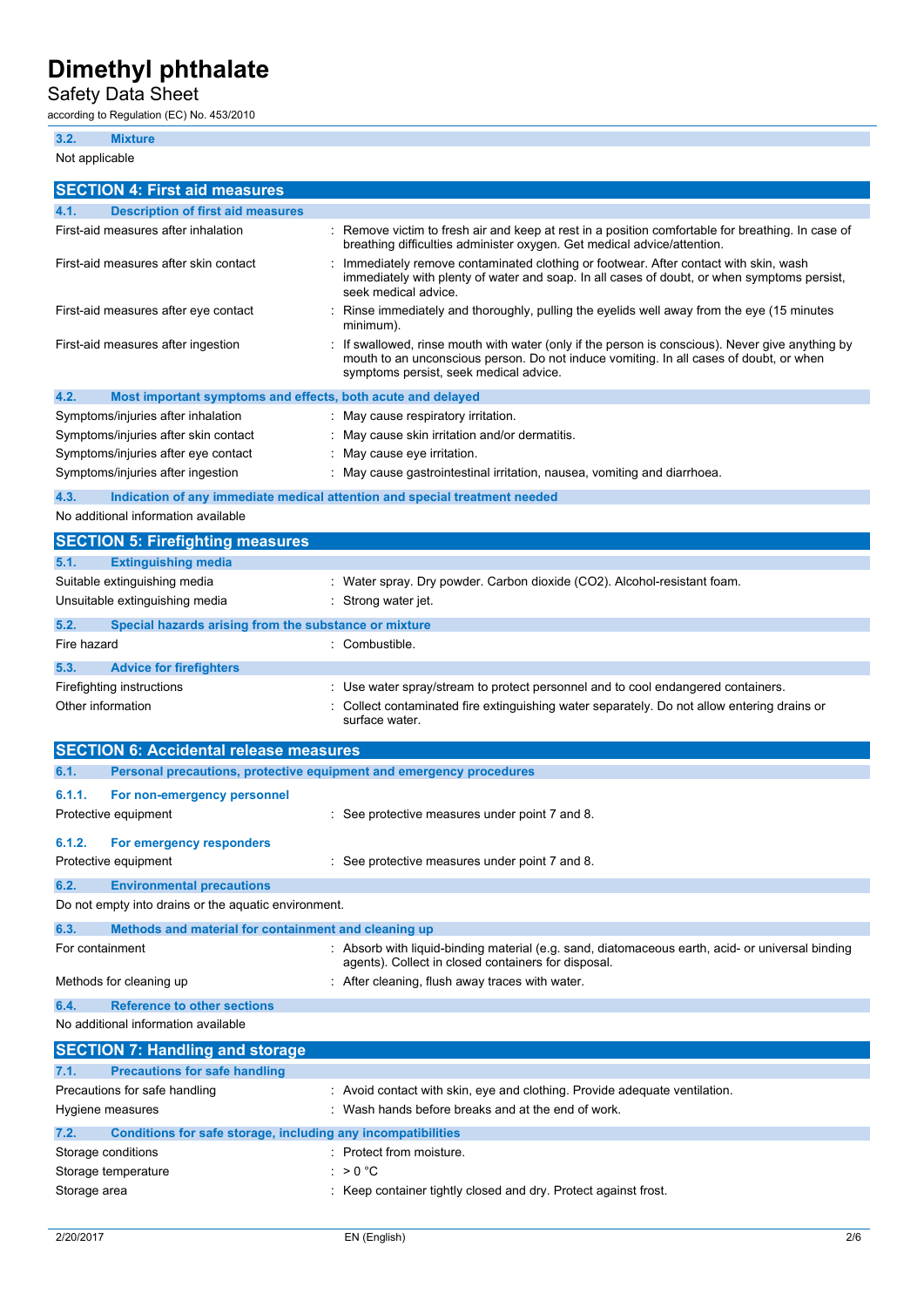### 3.2. Mixture

Not applicable

## SECTION 4: First aid measures

### 4.1. Description of first aid measures

| | |
|---|---|
| First-aid measures after inhalation | : Remove victim to fresh air and keep at rest in a position comfortable for breathing. In case of breathing difficulties administer oxygen. Get medical advice/attention. |
| First-aid measures after skin contact | : Immediately remove contaminated clothing or footwear. After contact with skin, wash immediately with plenty of water and soap. In all cases of doubt, or when symptoms persist, seek medical advice. |
| First-aid measures after eye contact | : Rinse immediately and thoroughly, pulling the eyelids well away from the eye (15 minutes minimum). |
| First-aid measures after ingestion | : If swallowed, rinse mouth with water (only if the person is conscious). Never give anything by mouth to an unconscious person. Do not induce vomiting. In all cases of doubt, or when symptoms persist, seek medical advice. |

### 4.2. Most important symptoms and effects, both acute and delayed

| | |
|---|---|
| Symptoms/injuries after inhalation | : May cause respiratory irritation. |
| Symptoms/injuries after skin contact | : May cause skin irritation and/or dermatitis. |
| Symptoms/injuries after eye contact | : May cause eye irritation. |
| Symptoms/injuries after ingestion | : May cause gastrointestinal irritation, nausea, vomiting and diarrhoea. |

### 4.3. Indication of any immediate medical attention and special treatment needed

No additional information available

## SECTION 5: Firefighting measures

### 5.1. Extinguishing media

| | |
|---|---|
| Suitable extinguishing media | : Water spray. Dry powder. Carbon dioxide (CO2). Alcohol-resistant foam. |
| Unsuitable extinguishing media | : Strong water jet. |

### 5.2. Special hazards arising from the substance or mixture

| | |
|---|---|
| Fire hazard | : Combustible. |

### 5.3. Advice for firefighters

| | |
|---|---|
| Firefighting instructions | : Use water spray/stream to protect personnel and to cool endangered containers. |
| Other information | : Collect contaminated fire extinguishing water separately. Do not allow entering drains or surface water. |

## SECTION 6: Accidental release measures

### 6.1. Personal precautions, protective equipment and emergency procedures

#### 6.1.1. For non-emergency personnel

| | |
|---|---|
| Protective equipment | : See protective measures under point 7 and 8. |

#### 6.1.2. For emergency responders

| | |
|---|---|
| Protective equipment | : See protective measures under point 7 and 8. |

### 6.2. Environmental precautions

Do not empty into drains or the aquatic environment.

### 6.3. Methods and material for containment and cleaning up

| | |
|---|---|
| For containment | : Absorb with liquid-binding material (e.g. sand, diatomaceous earth, acid- or universal binding agents). Collect in closed containers for disposal. |
| Methods for cleaning up | : After cleaning, flush away traces with water. |

### 6.4. Reference to other sections

No additional information available

## SECTION 7: Handling and storage

### 7.1. Precautions for safe handling

| | |
|---|---|
| Precautions for safe handling | : Avoid contact with skin, eye and clothing. Provide adequate ventilation. |
| Hygiene measures | : Wash hands before breaks and at the end of work. |

### 7.2. Conditions for safe storage, including any incompatibilities

| | |
|---|---|
| Storage conditions | : Protect from moisture. |
| Storage temperature | : > 0 °C |
| Storage area | : Keep container tightly closed and dry. Protect against frost. |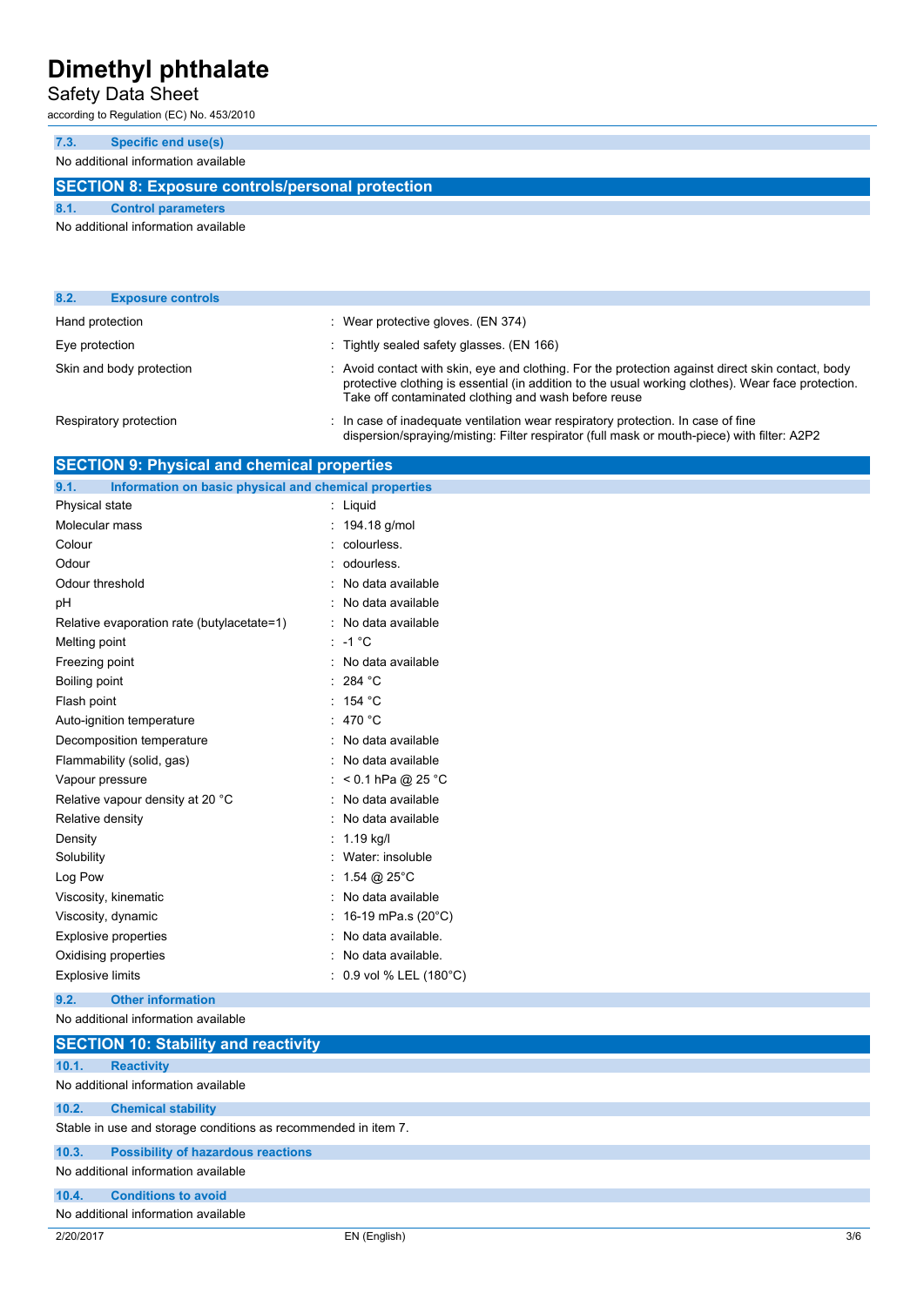### 7.3. Specific end use(s)

No additional information available

## SECTION 8: Exposure controls/personal protection

### 8.1. Control parameters

No additional information available

### 8.2. Exposure controls

| | |
|---|---|
| Hand protection | : Wear protective gloves. (EN 374) |
| Eye protection | : Tightly sealed safety glasses. (EN 166) |
| Skin and body protection | : Avoid contact with skin, eye and clothing. For the protection against direct skin contact, body protective clothing is essential (in addition to the usual working clothes). Wear face protection. Take off contaminated clothing and wash before reuse |
| Respiratory protection | : In case of inadequate ventilation wear respiratory protection. In case of fine dispersion/spraying/misting: Filter respirator (full mask or mouth-piece) with filter: A2P2 |

## SECTION 9: Physical and chemical properties

### 9.1. Information on basic physical and chemical properties

| | |
|---|---|
| Physical state | : Liquid |
| Molecular mass | : 194.18 g/mol |
| Colour | : colourless. |
| Odour | : odourless. |
| Odour threshold | : No data available |
| pH | : No data available |
| Relative evaporation rate (butylacetate=1) | : No data available |
| Melting point | : -1 °C |
| Freezing point | : No data available |
| Boiling point | : 284 °C |
| Flash point | : 154 °C |
| Auto-ignition temperature | : 470 °C |
| Decomposition temperature | : No data available |
| Flammability (solid, gas) | : No data available |
| Vapour pressure | : < 0.1 hPa @ 25 °C |
| Relative vapour density at 20 °C | : No data available |
| Relative density | : No data available |
| Density | : 1.19 kg/l |
| Solubility | : Water: insoluble |
| Log Pow | : 1.54 @ 25°C |
| Viscosity, kinematic | : No data available |
| Viscosity, dynamic | : 16-19 mPa.s (20°C) |
| Explosive properties | : No data available. |
| Oxidising properties | : No data available. |
| Explosive limits | : 0.9 vol % LEL (180°C) |

### 9.2. Other information

No additional information available

## SECTION 10: Stability and reactivity

### 10.1. Reactivity

No additional information available

### 10.2. Chemical stability

Stable in use and storage conditions as recommended in item 7.

### 10.3. Possibility of hazardous reactions

No additional information available

### 10.4. Conditions to avoid

No additional information available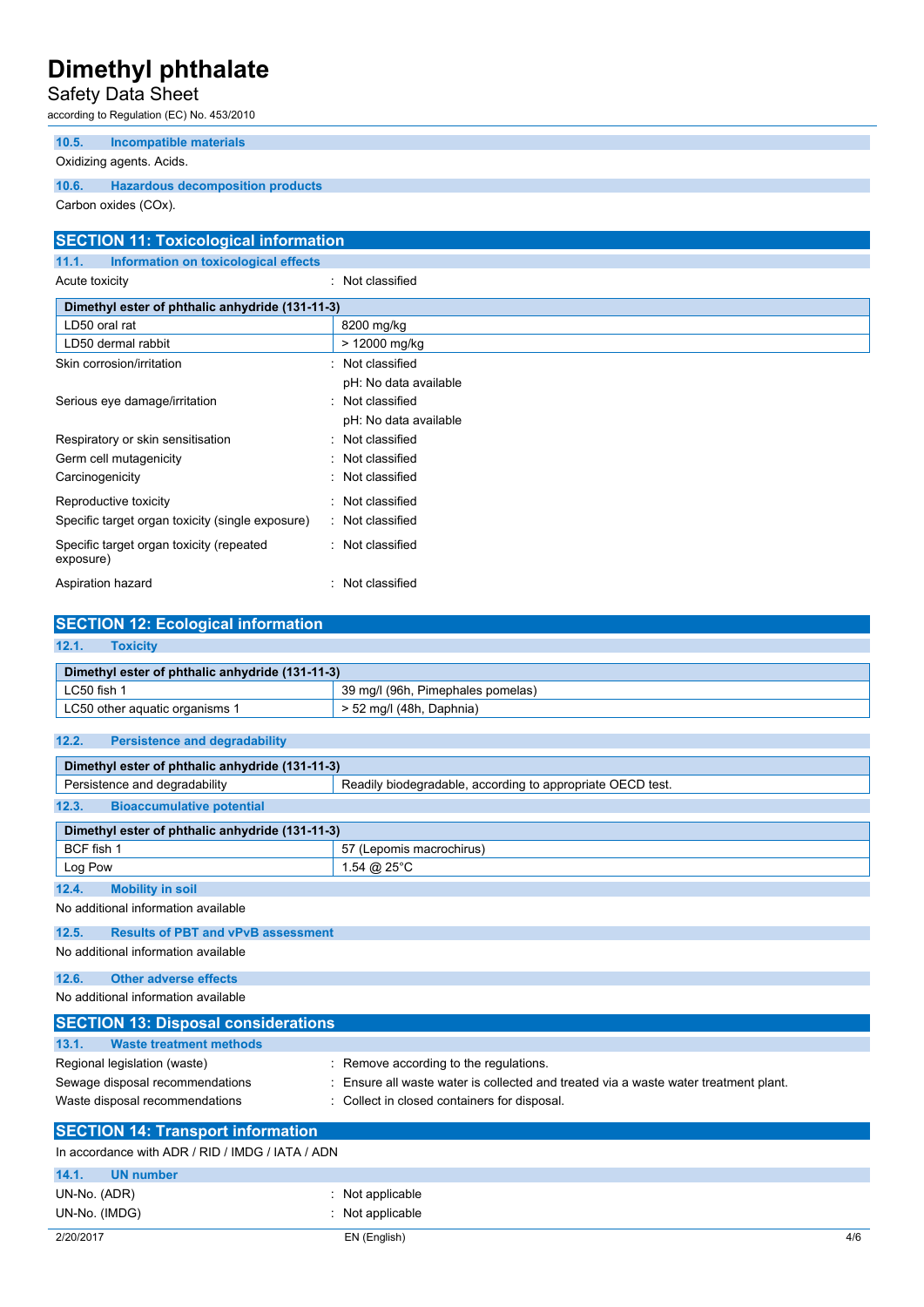### 10.5. Incompatible materials

Oxidizing agents. Acids.

### 10.6. Hazardous decomposition products

Carbon oxides (COx).

## SECTION 11: Toxicological information

### 11.1. Information on toxicological effects

Acute toxicity : Not classified

| Dimethyl ester of phthalic anhydride (131-11-3) | |
|---|---|
| LD50 oral rat | 8200 mg/kg |
| LD50 dermal rabbit | > 12000 mg/kg |

Skin corrosion/irritation : Not classified
pH: No data available

Serious eye damage/irritation : Not classified
pH: No data available

Respiratory or skin sensitisation : Not classified

Germ cell mutagenicity : Not classified

Carcinogenicity : Not classified

Reproductive toxicity : Not classified

Specific target organ toxicity (single exposure) : Not classified

Specific target organ toxicity (repeated exposure) : Not classified

Aspiration hazard : Not classified

## SECTION 12: Ecological information

### 12.1. Toxicity

| Dimethyl ester of phthalic anhydride (131-11-3) | |
|---|---|
| LC50 fish 1 | 39 mg/l (96h, Pimephales pomelas) |
| LC50 other aquatic organisms 1 | > 52 mg/l (48h, Daphnia) |

### 12.2. Persistence and degradability

| Dimethyl ester of phthalic anhydride (131-11-3) | |
|---|---|
| Persistence and degradability | Readily biodegradable, according to appropriate OECD test. |

### 12.3. Bioaccumulative potential

| Dimethyl ester of phthalic anhydride (131-11-3) | |
|---|---|
| BCF fish 1 | 57 (Lepomis macrochirus) |
| Log Pow | 1.54 @ 25°C |

### 12.4. Mobility in soil

No additional information available

### 12.5. Results of PBT and vPvB assessment

No additional information available

### 12.6. Other adverse effects

No additional information available

## SECTION 13: Disposal considerations

### 13.1. Waste treatment methods

Regional legislation (waste) : Remove according to the regulations.

Sewage disposal recommendations : Ensure all waste water is collected and treated via a waste water treatment plant.

Waste disposal recommendations : Collect in closed containers for disposal.

## SECTION 14: Transport information

In accordance with ADR / RID / IMDG / IATA / ADN

### 14.1. UN number

UN-No. (ADR) : Not applicable

UN-No. (IMDG) : Not applicable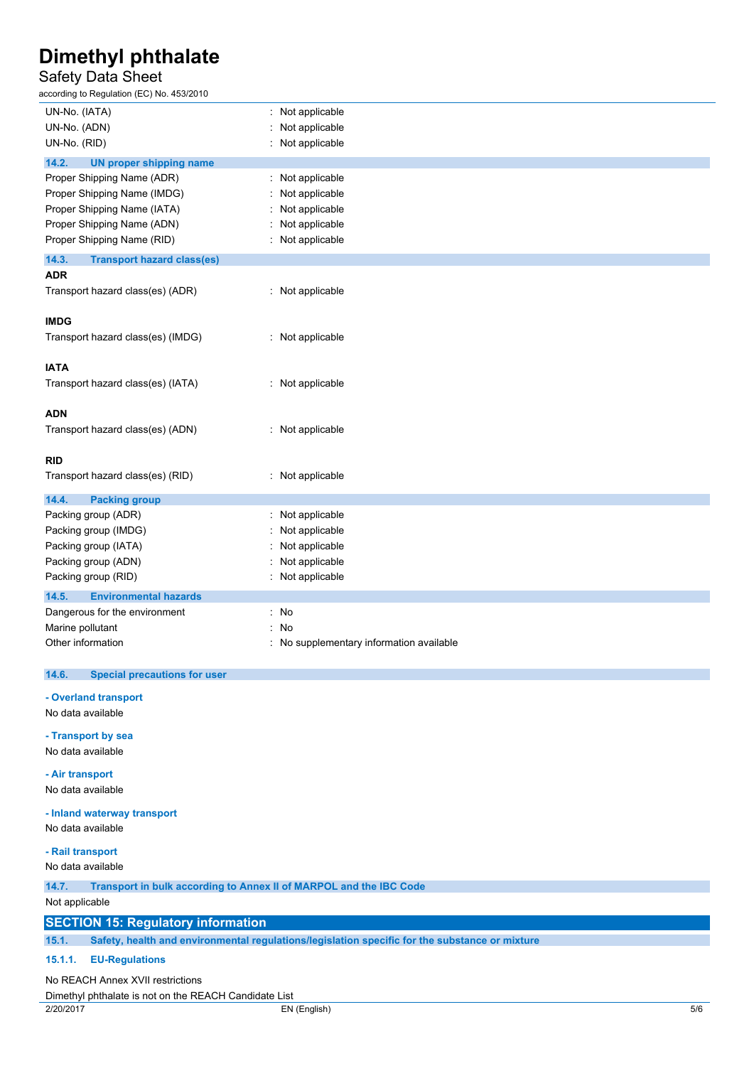UN-No. (IATA) : Not applicable
UN-No. (ADN) : Not applicable
UN-No. (RID) : Not applicable

### 14.2. UN proper shipping name

Proper Shipping Name (ADR) : Not applicable
Proper Shipping Name (IMDG) : Not applicable
Proper Shipping Name (IATA) : Not applicable
Proper Shipping Name (ADN) : Not applicable
Proper Shipping Name (RID) : Not applicable

### 14.3. Transport hazard class(es)

**ADR**

Transport hazard class(es) (ADR) : Not applicable

**IMDG**

Transport hazard class(es) (IMDG) : Not applicable

**IATA**

Transport hazard class(es) (IATA) : Not applicable

**ADN**

Transport hazard class(es) (ADN) : Not applicable

**RID**

Transport hazard class(es) (RID) : Not applicable

### 14.4. Packing group

Packing group (ADR) : Not applicable
Packing group (IMDG) : Not applicable
Packing group (IATA) : Not applicable
Packing group (ADN) : Not applicable
Packing group (RID) : Not applicable

### 14.5. Environmental hazards

Dangerous for the environment : No
Marine pollutant : No
Other information : No supplementary information available

### 14.6. Special precautions for user

**- Overland transport**

No data available

**- Transport by sea**

No data available

**- Air transport**

No data available

**- Inland waterway transport**

No data available

**- Rail transport**

No data available

### 14.7. Transport in bulk according to Annex II of MARPOL and the IBC Code

Not applicable

## SECTION 15: Regulatory information

### 15.1. Safety, health and environmental regulations/legislation specific for the substance or mixture

#### 15.1.1. EU-Regulations

No REACH Annex XVII restrictions

Dimethyl phthalate is not on the REACH Candidate List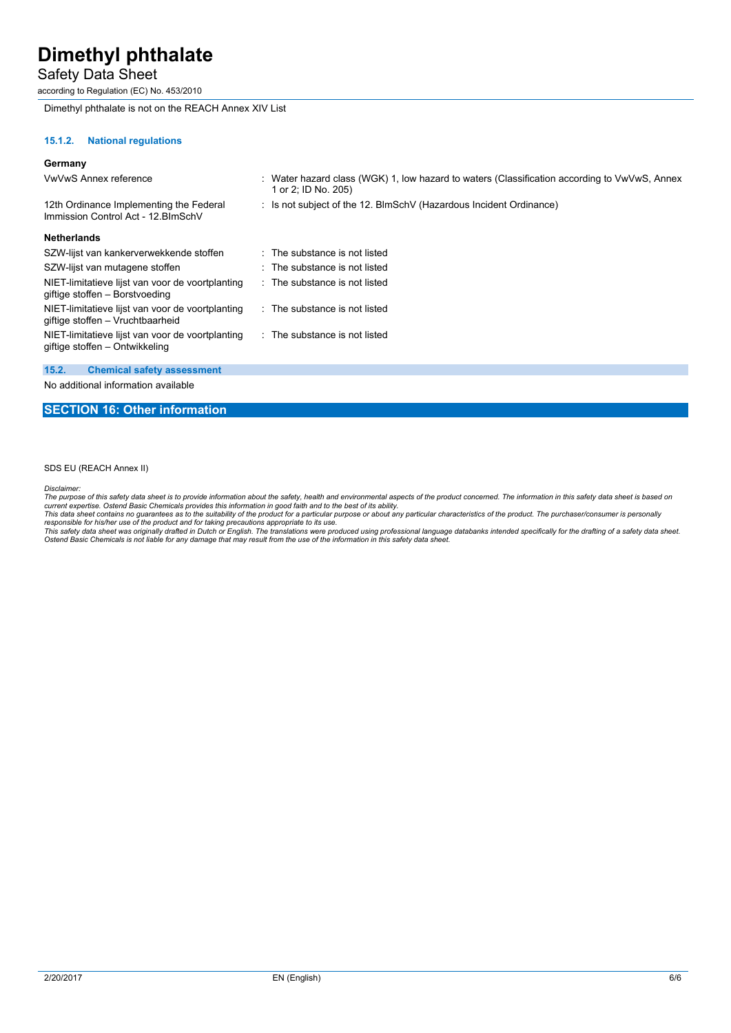Dimethyl phthalate is not on the REACH Annex XIV List

#### 15.1.2. National regulations

**Germany**

| | |
|---|---|
| VwVwS Annex reference | : Water hazard class (WGK) 1, low hazard to waters (Classification according to VwVwS, Annex 1 or 2; ID No. 205) |
| 12th Ordinance Implementing the Federal Immission Control Act - 12.BImSchV | : Is not subject of the 12. BlmSchV (Hazardous Incident Ordinance) |

**Netherlands**

| | |
|---|---|
| SZW-lijst van kankerverwekkende stoffen | : The substance is not listed |
| SZW-lijst van mutagene stoffen | : The substance is not listed |
| NIET-limitatieve lijst van voor de voortplanting giftige stoffen – Borstvoeding | : The substance is not listed |
| NIET-limitatieve lijst van voor de voortplanting giftige stoffen – Vruchtbaarheid | : The substance is not listed |
| NIET-limitatieve lijst van voor de voortplanting giftige stoffen – Ontwikkeling | : The substance is not listed |

### 15.2. Chemical safety assessment

No additional information available

## SECTION 16: Other information

SDS EU (REACH Annex II)

*Disclaimer:*
*The purpose of this safety data sheet is to provide information about the safety, health and environmental aspects of the product concerned. The information in this safety data sheet is based on current expertise. Ostend Basic Chemicals provides this information in good faith and to the best of its ability.*
*This data sheet contains no guarantees as to the suitability of the product for a particular purpose or about any particular characteristics of the product. The purchaser/consumer is personally responsible for his/her use of the product and for taking precautions appropriate to its use.*
*This safety data sheet was originally drafted in Dutch or English. The translations were produced using professional language databanks intended specifically for the drafting of a safety data sheet. Ostend Basic Chemicals is not liable for any damage that may result from the use of the information in this safety data sheet.*